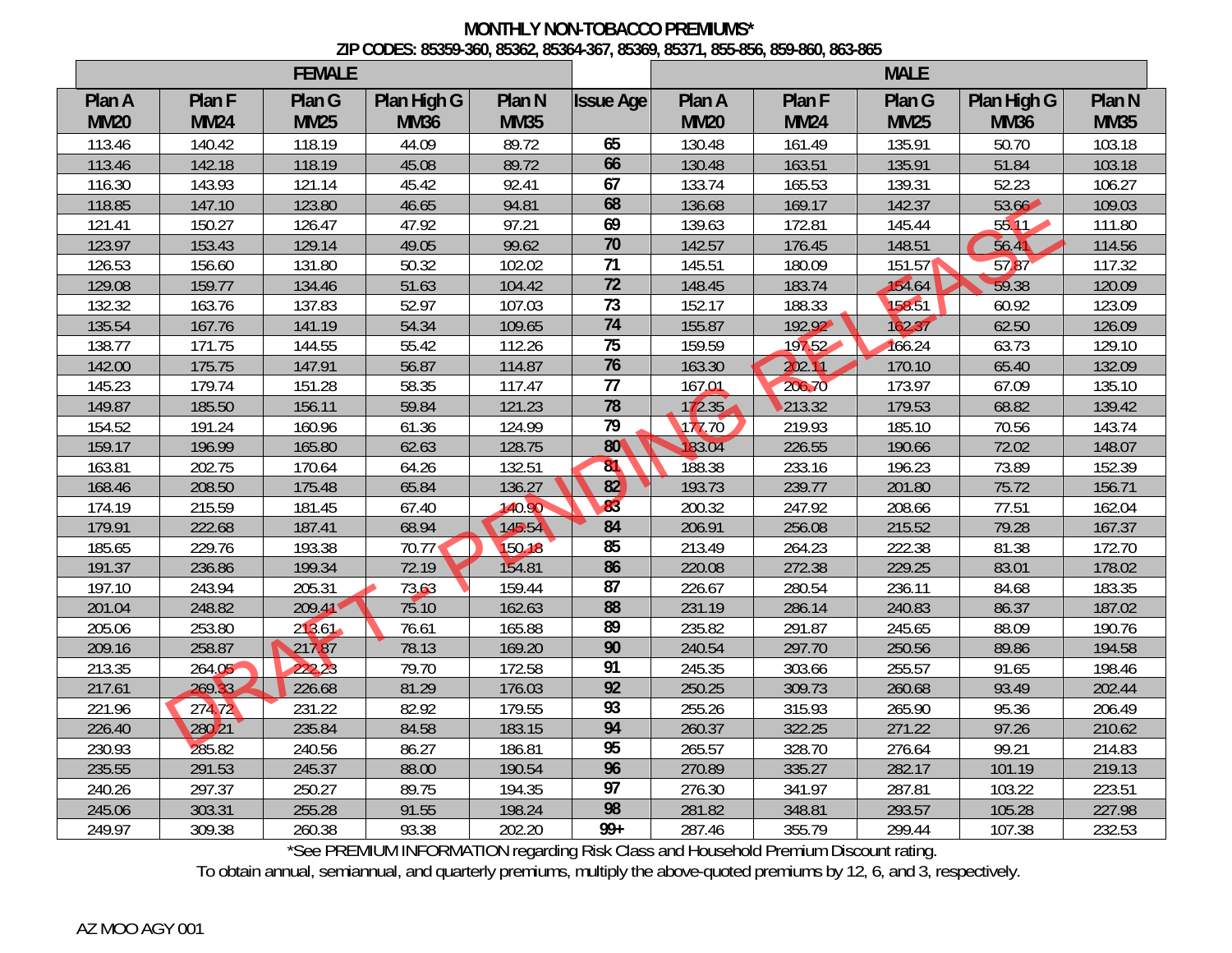# MONTHLY NON-TOBACCO PREMIUMS*

## ZIP CODES: 85359-360, 85362, 85364-367, 85369, 85371, 855-856, 859-860, 863-865

DRAFT - PENDING RELEASE

| FEMALE | | | | | | MALE | | | | |
|---|---|---|---|---|---|---|---|---|---|---|
| Plan A MM20 | Plan F MM24 | Plan G MM25 | Plan High G MM36 | Plan N MM35 | Issue Age | Plan A MM20 | Plan F MM24 | Plan G MM25 | Plan High G MM36 | Plan N MM35 |
| 113.46 | 140.42 | 118.19 | 44.09 | 89.72 | 65 | 130.48 | 161.49 | 135.91 | 50.70 | 103.18 |
| 113.46 | 142.18 | 118.19 | 45.08 | 89.72 | 66 | 130.48 | 163.51 | 135.91 | 51.84 | 103.18 |
| 116.30 | 143.93 | 121.14 | 45.42 | 92.41 | 67 | 133.74 | 165.53 | 139.31 | 52.23 | 106.27 |
| 118.85 | 147.10 | 123.80 | 46.65 | 94.81 | 68 | 136.68 | 169.17 | 142.37 | 53.66 | 109.03 |
| 121.41 | 150.27 | 126.47 | 47.92 | 97.21 | 69 | 139.63 | 172.81 | 145.44 | 55.11 | 111.80 |
| 123.97 | 153.43 | 129.14 | 49.05 | 99.62 | 70 | 142.57 | 176.45 | 148.51 | 56.41 | 114.56 |
| 126.53 | 156.60 | 131.80 | 50.32 | 102.02 | 71 | 145.51 | 180.09 | 151.57 | 57.87 | 117.32 |
| 129.08 | 159.77 | 134.46 | 51.63 | 104.42 | 72 | 148.45 | 183.74 | 154.64 | 59.38 | 120.09 |
| 132.32 | 163.76 | 137.83 | 52.97 | 107.03 | 73 | 152.17 | 188.33 | 158.51 | 60.92 | 123.09 |
| 135.54 | 167.76 | 141.19 | 54.34 | 109.65 | 74 | 155.87 | 192.92 | 162.37 | 62.50 | 126.09 |
| 138.77 | 171.75 | 144.55 | 55.42 | 112.26 | 75 | 159.59 | 197.52 | 166.24 | 63.73 | 129.10 |
| 142.00 | 175.75 | 147.91 | 56.87 | 114.87 | 76 | 163.30 | 202.11 | 170.10 | 65.40 | 132.09 |
| 145.23 | 179.74 | 151.28 | 58.35 | 117.47 | 77 | 167.01 | 206.70 | 173.97 | 67.09 | 135.10 |
| 149.87 | 185.50 | 156.11 | 59.84 | 121.23 | 78 | 172.35 | 213.32 | 179.53 | 68.82 | 139.42 |
| 154.52 | 191.24 | 160.96 | 61.36 | 124.99 | 79 | 177.70 | 219.93 | 185.10 | 70.56 | 143.74 |
| 159.17 | 196.99 | 165.80 | 62.63 | 128.75 | 80 | 183.04 | 226.55 | 190.66 | 72.02 | 148.07 |
| 163.81 | 202.75 | 170.64 | 64.26 | 132.51 | 81 | 188.38 | 233.16 | 196.23 | 73.89 | 152.39 |
| 168.46 | 208.50 | 175.48 | 65.84 | 136.27 | 82 | 193.73 | 239.77 | 201.80 | 75.72 | 156.71 |
| 174.19 | 215.59 | 181.45 | 67.40 | 140.90 | 83 | 200.32 | 247.92 | 208.66 | 77.51 | 162.04 |
| 179.91 | 222.68 | 187.41 | 68.94 | 145.54 | 84 | 206.91 | 256.08 | 215.52 | 79.28 | 167.37 |
| 185.65 | 229.76 | 193.38 | 70.77 | 150.18 | 85 | 213.49 | 264.23 | 222.38 | 81.38 | 172.70 |
| 191.37 | 236.86 | 199.34 | 72.19 | 154.81 | 86 | 220.08 | 272.38 | 229.25 | 83.01 | 178.02 |
| 197.10 | 243.94 | 205.31 | 73.63 | 159.44 | 87 | 226.67 | 280.54 | 236.11 | 84.68 | 183.35 |
| 201.04 | 248.82 | 209.41 | 75.10 | 162.63 | 88 | 231.19 | 286.14 | 240.83 | 86.37 | 187.02 |
| 205.06 | 253.80 | 213.61 | 76.61 | 165.88 | 89 | 235.82 | 291.87 | 245.65 | 88.09 | 190.76 |
| 209.16 | 258.87 | 217.87 | 78.13 | 169.20 | 90 | 240.54 | 297.70 | 250.56 | 89.86 | 194.58 |
| 213.35 | 264.05 | 222.23 | 79.70 | 172.58 | 91 | 245.35 | 303.66 | 255.57 | 91.65 | 198.46 |
| 217.61 | 269.33 | 226.68 | 81.29 | 176.03 | 92 | 250.25 | 309.73 | 260.68 | 93.49 | 202.44 |
| 221.96 | 274.72 | 231.22 | 82.92 | 179.55 | 93 | 255.26 | 315.93 | 265.90 | 95.36 | 206.49 |
| 226.40 | 280.21 | 235.84 | 84.58 | 183.15 | 94 | 260.37 | 322.25 | 271.22 | 97.26 | 210.62 |
| 230.93 | 285.82 | 240.56 | 86.27 | 186.81 | 95 | 265.57 | 328.70 | 276.64 | 99.21 | 214.83 |
| 235.55 | 291.53 | 245.37 | 88.00 | 190.54 | 96 | 270.89 | 335.27 | 282.17 | 101.19 | 219.13 |
| 240.26 | 297.37 | 250.27 | 89.75 | 194.35 | 97 | 276.30 | 341.97 | 287.81 | 103.22 | 223.51 |
| 245.06 | 303.31 | 255.28 | 91.55 | 198.24 | 98 | 281.82 | 348.81 | 293.57 | 105.28 | 227.98 |
| 249.97 | 309.38 | 260.38 | 93.38 | 202.20 | 99+ | 287.46 | 355.79 | 299.44 | 107.38 | 232.53 |

*See PREMIUM INFORMATION regarding Risk Class and Household Premium Discount rating.

To obtain annual, semiannual, and quarterly premiums, multiply the above-quoted premiums by 12, 6, and 3, respectively.

AZ MOO AGY 001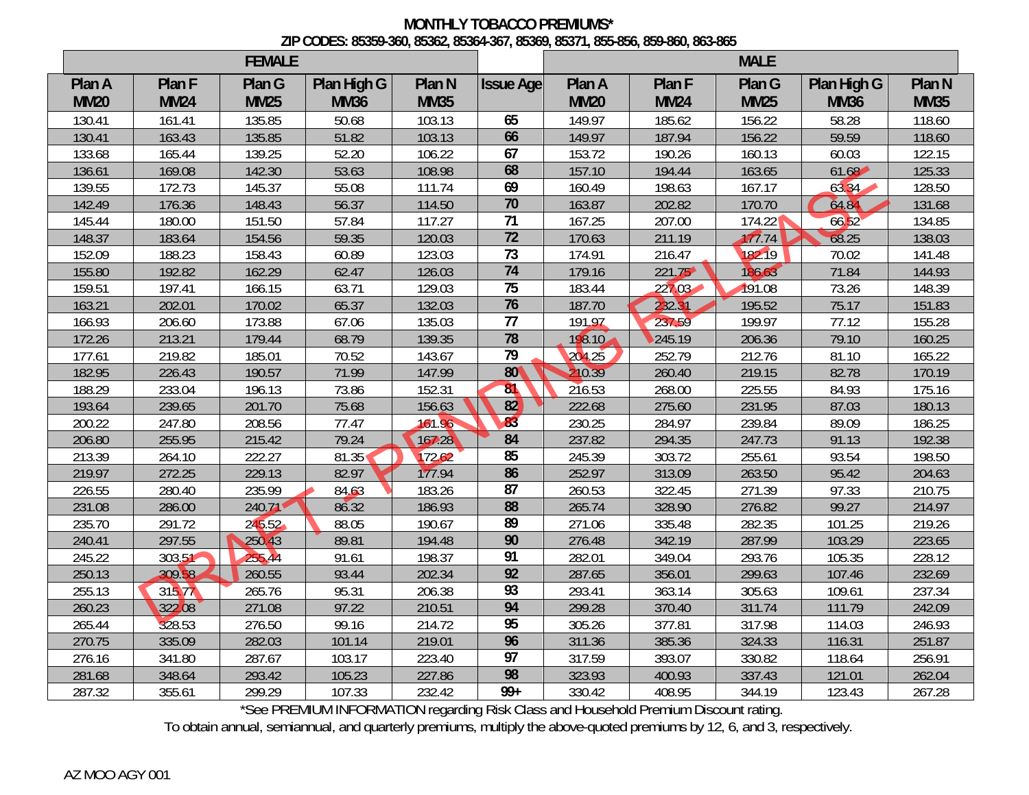# MONTHLY TOBACCO PREMIUMS*

## ZIP CODES: 85359-360, 85362, 85364-367, 85369, 85371, 855-856, 859-860, 863-865

DRAFT - PENDING RELEASE

| FEMALE | | | | | | MALE | | | | |
|---|---|---|---|---|---|---|---|---|---|---|
| Plan A MM20 | Plan F MM24 | Plan G MM25 | Plan High G MM36 | Plan N MM35 | Issue Age | Plan A MM20 | Plan F MM24 | Plan G MM25 | Plan High G MM36 | Plan N MM35 |
| 130.41 | 161.41 | 135.85 | 50.68 | 103.13 | 65 | 149.97 | 185.62 | 156.22 | 58.28 | 118.60 |
| 130.41 | 163.43 | 135.85 | 51.82 | 103.13 | 66 | 149.97 | 187.94 | 156.22 | 59.59 | 118.60 |
| 133.68 | 165.44 | 139.25 | 52.20 | 106.22 | 67 | 153.72 | 190.26 | 160.13 | 60.03 | 122.15 |
| 136.61 | 169.08 | 142.30 | 53.63 | 108.98 | 68 | 157.10 | 194.44 | 163.65 | 61.68 | 125.33 |
| 139.55 | 172.73 | 145.37 | 55.08 | 111.74 | 69 | 160.49 | 198.63 | 167.17 | 63.34 | 128.50 |
| 142.49 | 176.36 | 148.43 | 56.37 | 114.50 | 70 | 163.87 | 202.82 | 170.70 | 64.84 | 131.68 |
| 145.44 | 180.00 | 151.50 | 57.84 | 117.27 | 71 | 167.25 | 207.00 | 174.22 | 66.52 | 134.85 |
| 148.37 | 183.64 | 154.56 | 59.35 | 120.03 | 72 | 170.63 | 211.19 | 177.74 | 68.25 | 138.03 |
| 152.09 | 188.23 | 158.43 | 60.89 | 123.03 | 73 | 174.91 | 216.47 | 182.19 | 70.02 | 141.48 |
| 155.80 | 192.82 | 162.29 | 62.47 | 126.03 | 74 | 179.16 | 221.75 | 186.63 | 71.84 | 144.93 |
| 159.51 | 197.41 | 166.15 | 63.71 | 129.03 | 75 | 183.44 | 227.03 | 191.08 | 73.26 | 148.39 |
| 163.21 | 202.01 | 170.02 | 65.37 | 132.03 | 76 | 187.70 | 232.31 | 195.52 | 75.17 | 151.83 |
| 166.93 | 206.60 | 173.88 | 67.06 | 135.03 | 77 | 191.97 | 237.59 | 199.97 | 77.12 | 155.28 |
| 172.26 | 213.21 | 179.44 | 68.79 | 139.35 | 78 | 198.10 | 245.19 | 206.36 | 79.10 | 160.25 |
| 177.61 | 219.82 | 185.01 | 70.52 | 143.67 | 79 | 204.25 | 252.79 | 212.76 | 81.10 | 165.22 |
| 182.95 | 226.43 | 190.57 | 71.99 | 147.99 | 80 | 210.39 | 260.40 | 219.15 | 82.78 | 170.19 |
| 188.29 | 233.04 | 196.13 | 73.86 | 152.31 | 81 | 216.53 | 268.00 | 225.55 | 84.93 | 175.16 |
| 193.64 | 239.65 | 201.70 | 75.68 | 156.63 | 82 | 222.68 | 275.60 | 231.95 | 87.03 | 180.13 |
| 200.22 | 247.80 | 208.56 | 77.47 | 161.96 | 83 | 230.25 | 284.97 | 239.84 | 89.09 | 186.25 |
| 206.80 | 255.95 | 215.42 | 79.24 | 167.28 | 84 | 237.82 | 294.35 | 247.73 | 91.13 | 192.38 |
| 213.39 | 264.10 | 222.27 | 81.35 | 172.62 | 85 | 245.39 | 303.72 | 255.61 | 93.54 | 198.50 |
| 219.97 | 272.25 | 229.13 | 82.97 | 177.94 | 86 | 252.97 | 313.09 | 263.50 | 95.42 | 204.63 |
| 226.55 | 280.40 | 235.99 | 84.63 | 183.26 | 87 | 260.53 | 322.45 | 271.39 | 97.33 | 210.75 |
| 231.08 | 286.00 | 240.71 | 86.32 | 186.93 | 88 | 265.74 | 328.90 | 276.82 | 99.27 | 214.97 |
| 235.70 | 291.72 | 245.52 | 88.05 | 190.67 | 89 | 271.06 | 335.48 | 282.35 | 101.25 | 219.26 |
| 240.41 | 297.55 | 250.43 | 89.81 | 194.48 | 90 | 276.48 | 342.19 | 287.99 | 103.29 | 223.65 |
| 245.22 | 303.51 | 255.44 | 91.61 | 198.37 | 91 | 282.01 | 349.04 | 293.76 | 105.35 | 228.12 |
| 250.13 | 309.58 | 260.55 | 93.44 | 202.34 | 92 | 287.65 | 356.01 | 299.63 | 107.46 | 232.69 |
| 255.13 | 315.77 | 265.76 | 95.31 | 206.38 | 93 | 293.41 | 363.14 | 305.63 | 109.61 | 237.34 |
| 260.23 | 322.08 | 271.08 | 97.22 | 210.51 | 94 | 299.28 | 370.40 | 311.74 | 111.79 | 242.09 |
| 265.44 | 328.53 | 276.50 | 99.16 | 214.72 | 95 | 305.26 | 377.81 | 317.98 | 114.03 | 246.93 |
| 270.75 | 335.09 | 282.03 | 101.14 | 219.01 | 96 | 311.36 | 385.36 | 324.33 | 116.31 | 251.87 |
| 276.16 | 341.80 | 287.67 | 103.17 | 223.40 | 97 | 317.59 | 393.07 | 330.82 | 118.64 | 256.91 |
| 281.68 | 348.64 | 293.42 | 105.23 | 227.86 | 98 | 323.93 | 400.93 | 337.43 | 121.01 | 262.04 |
| 287.32 | 355.61 | 299.29 | 107.33 | 232.42 | 99+ | 330.42 | 408.95 | 344.19 | 123.43 | 267.28 |

*See PREMIUM INFORMATION regarding Risk Class and Household Premium Discount rating.

To obtain annual, semiannual, and quarterly premiums, multiply the above-quoted premiums by 12, 6, and 3, respectively.

AZ MOO AGY 001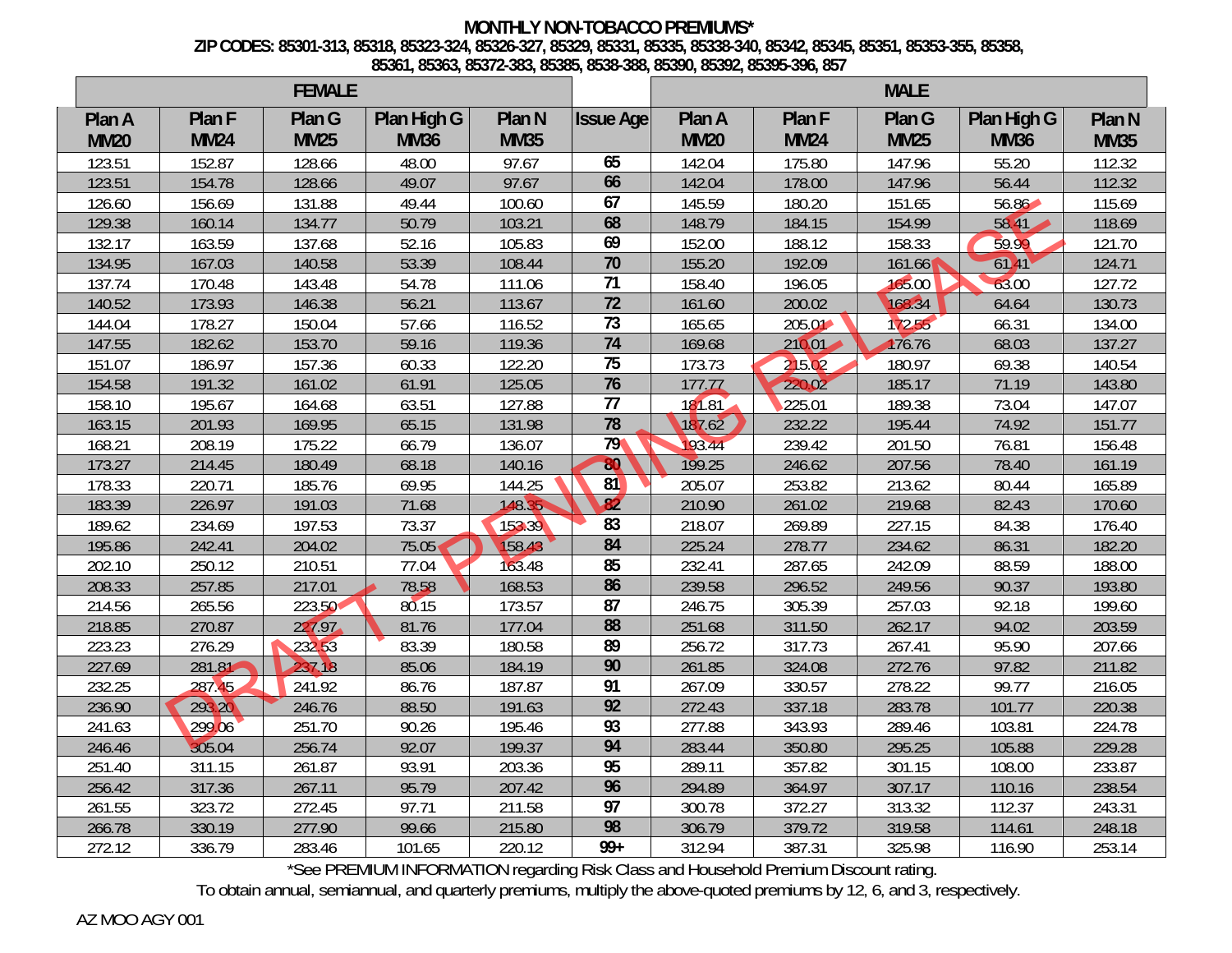# MONTHLY NON-TOBACCO PREMIUMS*

**ZIP CODES: 85301-313, 85318, 85323-324, 85326-327, 85329, 85331, 85335, 85338-340, 85342, 85345, 85351, 85353-355, 85358, 85361, 85363, 85372-383, 85385, 8538-388, 85390, 85392, 85395-396, 857**

| FEMALE | | | | | | MALE | | | | |
|---|---|---|---|---|---|---|---|---|---|---|
| Plan A MM20 | Plan F MM24 | Plan G MM25 | Plan High G MM36 | Plan N MM35 | Issue Age | Plan A MM20 | Plan F MM24 | Plan G MM25 | Plan High G MM36 | Plan N MM35 |
| 123.51 | 152.87 | 128.66 | 48.00 | 97.67 | **65** | 142.04 | 175.80 | 147.96 | 55.20 | 112.32 |
| 123.51 | 154.78 | 128.66 | 49.07 | 97.67 | **66** | 142.04 | 178.00 | 147.96 | 56.44 | 112.32 |
| 126.60 | 156.69 | 131.88 | 49.44 | 100.60 | **67** | 145.59 | 180.20 | 151.65 | 56.86 | 115.69 |
| 129.38 | 160.14 | 134.77 | 50.79 | 103.21 | **68** | 148.79 | 184.15 | 154.99 | 58.41 | 118.69 |
| 132.17 | 163.59 | 137.68 | 52.16 | 105.83 | **69** | 152.00 | 188.12 | 158.33 | 59.99 | 121.70 |
| 134.95 | 167.03 | 140.58 | 53.39 | 108.44 | **70** | 155.20 | 192.09 | 161.66 | 61.41 | 124.71 |
| 137.74 | 170.48 | 143.48 | 54.78 | 111.06 | **71** | 158.40 | 196.05 | 165.00 | 63.00 | 127.72 |
| 140.52 | 173.93 | 146.38 | 56.21 | 113.67 | **72** | 161.60 | 200.02 | 168.34 | 64.64 | 130.73 |
| 144.04 | 178.27 | 150.04 | 57.66 | 116.52 | **73** | 165.65 | 205.01 | 172.55 | 66.31 | 134.00 |
| 147.55 | 182.62 | 153.70 | 59.16 | 119.36 | **74** | 169.68 | 210.01 | 176.76 | 68.03 | 137.27 |
| 151.07 | 186.97 | 157.36 | 60.33 | 122.20 | **75** | 173.73 | 215.02 | 180.97 | 69.38 | 140.54 |
| 154.58 | 191.32 | 161.02 | 61.91 | 125.05 | **76** | 177.77 | 220.02 | 185.17 | 71.19 | 143.80 |
| 158.10 | 195.67 | 164.68 | 63.51 | 127.88 | **77** | 181.81 | 225.01 | 189.38 | 73.04 | 147.07 |
| 163.15 | 201.93 | 169.95 | 65.15 | 131.98 | **78** | 187.62 | 232.22 | 195.44 | 74.92 | 151.77 |
| 168.21 | 208.19 | 175.22 | 66.79 | 136.07 | **79** | 193.44 | 239.42 | 201.50 | 76.81 | 156.48 |
| 173.27 | 214.45 | 180.49 | 68.18 | 140.16 | **80** | 199.25 | 246.62 | 207.56 | 78.40 | 161.19 |
| 178.33 | 220.71 | 185.76 | 69.95 | 144.25 | **81** | 205.07 | 253.82 | 213.62 | 80.44 | 165.89 |
| 183.39 | 226.97 | 191.03 | 71.68 | 148.35 | **82** | 210.90 | 261.02 | 219.68 | 82.43 | 170.60 |
| 189.62 | 234.69 | 197.53 | 73.37 | 153.39 | **83** | 218.07 | 269.89 | 227.15 | 84.38 | 176.40 |
| 195.86 | 242.41 | 204.02 | 75.05 | 158.43 | **84** | 225.24 | 278.77 | 234.62 | 86.31 | 182.20 |
| 202.10 | 250.12 | 210.51 | 77.04 | 163.48 | **85** | 232.41 | 287.65 | 242.09 | 88.59 | 188.00 |
| 208.33 | 257.85 | 217.01 | 78.58 | 168.53 | **86** | 239.58 | 296.52 | 249.56 | 90.37 | 193.80 |
| 214.56 | 265.56 | 223.50 | 80.15 | 173.57 | **87** | 246.75 | 305.39 | 257.03 | 92.18 | 199.60 |
| 218.85 | 270.87 | 227.97 | 81.76 | 177.04 | **88** | 251.68 | 311.50 | 262.17 | 94.02 | 203.59 |
| 223.23 | 276.29 | 232.53 | 83.39 | 180.58 | **89** | 256.72 | 317.73 | 267.41 | 95.90 | 207.66 |
| 227.69 | 281.81 | 237.18 | 85.06 | 184.19 | **90** | 261.85 | 324.08 | 272.76 | 97.82 | 211.82 |
| 232.25 | 287.45 | 241.92 | 86.76 | 187.87 | **91** | 267.09 | 330.57 | 278.22 | 99.77 | 216.05 |
| 236.90 | 293.20 | 246.76 | 88.50 | 191.63 | **92** | 272.43 | 337.18 | 283.78 | 101.77 | 220.38 |
| 241.63 | 299.06 | 251.70 | 90.26 | 195.46 | **93** | 277.88 | 343.93 | 289.46 | 103.81 | 224.78 |
| 246.46 | 305.04 | 256.74 | 92.07 | 199.37 | **94** | 283.44 | 350.80 | 295.25 | 105.88 | 229.28 |
| 251.40 | 311.15 | 261.87 | 93.91 | 203.36 | **95** | 289.11 | 357.82 | 301.15 | 108.00 | 233.87 |
| 256.42 | 317.36 | 267.11 | 95.79 | 207.42 | **96** | 294.89 | 364.97 | 307.17 | 110.16 | 238.54 |
| 261.55 | 323.72 | 272.45 | 97.71 | 211.58 | **97** | 300.78 | 372.27 | 313.32 | 112.37 | 243.31 |
| 266.78 | 330.19 | 277.90 | 99.66 | 215.80 | **98** | 306.79 | 379.72 | 319.58 | 114.61 | 248.18 |
| 272.12 | 336.79 | 283.46 | 101.65 | 220.12 | **99+** | 312.94 | 387.31 | 325.98 | 116.90 | 253.14 |

*See PREMIUM INFORMATION regarding Risk Class and Household Premium Discount rating.

To obtain annual, semiannual, and quarterly premiums, multiply the above-quoted premiums by 12, 6, and 3, respectively.

DRAFT - PENDING RELEASE

AZ MOO AGY 001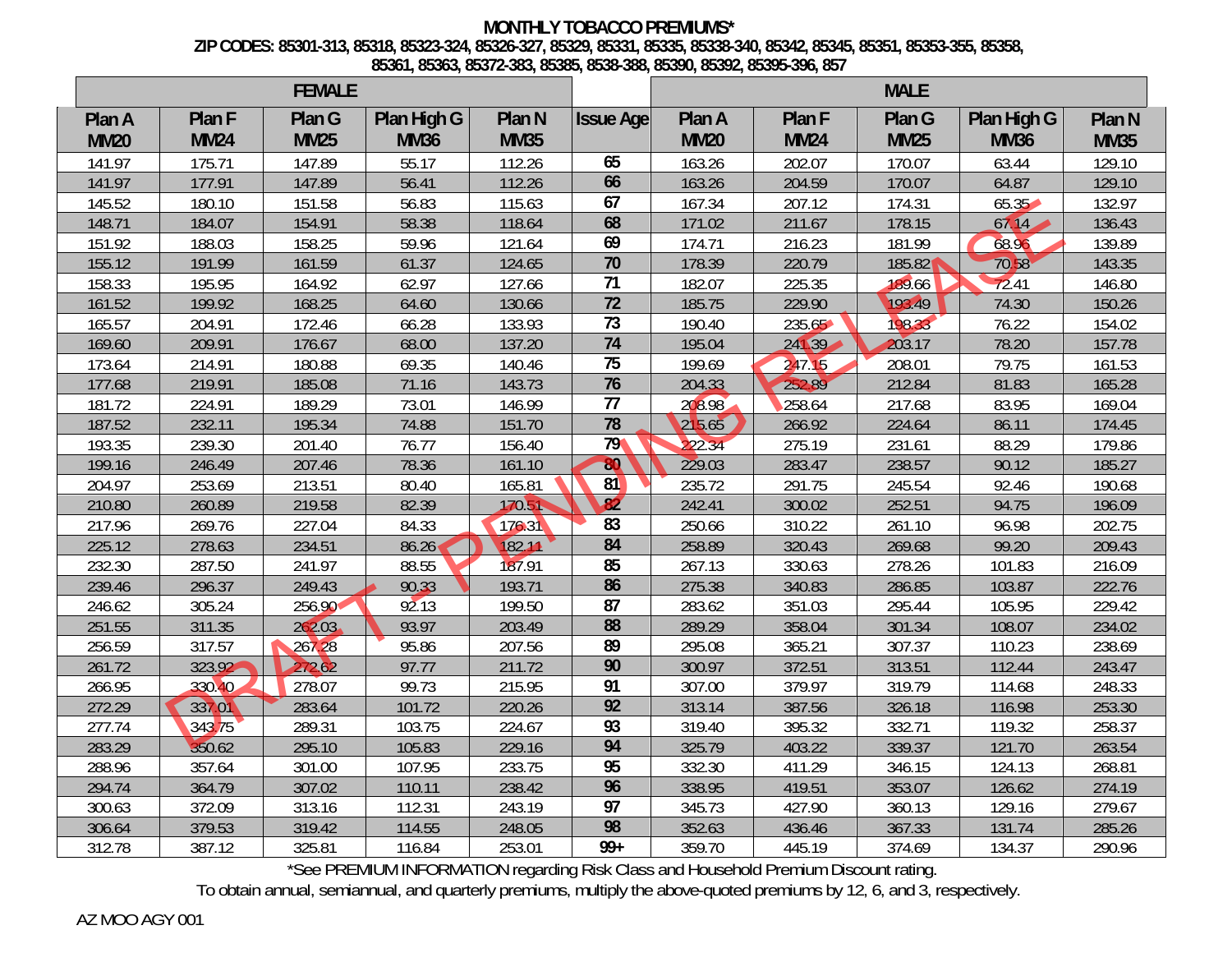# MONTHLY TOBACCO PREMIUMS*

**ZIP CODES: 85301-313, 85318, 85323-324, 85326-327, 85329, 85331, 85335, 85338-340, 85342, 85345, 85351, 85353-355, 85358, 85361, 85363, 85372-383, 85385, 8538-388, 85390, 85392, 85395-396, 857**

| FEMALE | | | | | | MALE | | | | |
|---|---|---|---|---|---|---|---|---|---|---|
| Plan A MM20 | Plan F MM24 | Plan G MM25 | Plan High G MM36 | Plan N MM35 | Issue Age | Plan A MM20 | Plan F MM24 | Plan G MM25 | Plan High G MM36 | Plan N MM35 |
| 141.97 | 175.71 | 147.89 | 55.17 | 112.26 | **65** | 163.26 | 202.07 | 170.07 | 63.44 | 129.10 |
| 141.97 | 177.91 | 147.89 | 56.41 | 112.26 | **66** | 163.26 | 204.59 | 170.07 | 64.87 | 129.10 |
| 145.52 | 180.10 | 151.58 | 56.83 | 115.63 | **67** | 167.34 | 207.12 | 174.31 | 65.35 | 132.97 |
| 148.71 | 184.07 | 154.91 | 58.38 | 118.64 | **68** | 171.02 | 211.67 | 178.15 | 67.14 | 136.43 |
| 151.92 | 188.03 | 158.25 | 59.96 | 121.64 | **69** | 174.71 | 216.23 | 181.99 | 68.96 | 139.89 |
| 155.12 | 191.99 | 161.59 | 61.37 | 124.65 | **70** | 178.39 | 220.79 | 185.82 | 70.58 | 143.35 |
| 158.33 | 195.95 | 164.92 | 62.97 | 127.66 | **71** | 182.07 | 225.35 | 189.66 | 72.41 | 146.80 |
| 161.52 | 199.92 | 168.25 | 64.60 | 130.66 | **72** | 185.75 | 229.90 | 193.49 | 74.30 | 150.26 |
| 165.57 | 204.91 | 172.46 | 66.28 | 133.93 | **73** | 190.40 | 235.65 | 198.33 | 76.22 | 154.02 |
| 169.60 | 209.91 | 176.67 | 68.00 | 137.20 | **74** | 195.04 | 241.39 | 203.17 | 78.20 | 157.78 |
| 173.64 | 214.91 | 180.88 | 69.35 | 140.46 | **75** | 199.69 | 247.15 | 208.01 | 79.75 | 161.53 |
| 177.68 | 219.91 | 185.08 | 71.16 | 143.73 | **76** | 204.33 | 252.89 | 212.84 | 81.83 | 165.28 |
| 181.72 | 224.91 | 189.29 | 73.01 | 146.99 | **77** | 208.98 | 258.64 | 217.68 | 83.95 | 169.04 |
| 187.52 | 232.11 | 195.34 | 74.88 | 151.70 | **78** | 215.65 | 266.92 | 224.64 | 86.11 | 174.45 |
| 193.35 | 239.30 | 201.40 | 76.77 | 156.40 | **79** | 222.34 | 275.19 | 231.61 | 88.29 | 179.86 |
| 199.16 | 246.49 | 207.46 | 78.36 | 161.10 | **80** | 229.03 | 283.47 | 238.57 | 90.12 | 185.27 |
| 204.97 | 253.69 | 213.51 | 80.40 | 165.81 | **81** | 235.72 | 291.75 | 245.54 | 92.46 | 190.68 |
| 210.80 | 260.89 | 219.58 | 82.39 | 170.51 | **82** | 242.41 | 300.02 | 252.51 | 94.75 | 196.09 |
| 217.96 | 269.76 | 227.04 | 84.33 | 176.31 | **83** | 250.66 | 310.22 | 261.10 | 96.98 | 202.75 |
| 225.12 | 278.63 | 234.51 | 86.26 | 182.11 | **84** | 258.89 | 320.43 | 269.68 | 99.20 | 209.43 |
| 232.30 | 287.50 | 241.97 | 88.55 | 187.91 | **85** | 267.13 | 330.63 | 278.26 | 101.83 | 216.09 |
| 239.46 | 296.37 | 249.43 | 90.33 | 193.71 | **86** | 275.38 | 340.83 | 286.85 | 103.87 | 222.76 |
| 246.62 | 305.24 | 256.90 | 92.13 | 199.50 | **87** | 283.62 | 351.03 | 295.44 | 105.95 | 229.42 |
| 251.55 | 311.35 | 262.03 | 93.97 | 203.49 | **88** | 289.29 | 358.04 | 301.34 | 108.07 | 234.02 |
| 256.59 | 317.57 | 267.28 | 95.86 | 207.56 | **89** | 295.08 | 365.21 | 307.37 | 110.23 | 238.69 |
| 261.72 | 323.92 | 272.62 | 97.77 | 211.72 | **90** | 300.97 | 372.51 | 313.51 | 112.44 | 243.47 |
| 266.95 | 330.40 | 278.07 | 99.73 | 215.95 | **91** | 307.00 | 379.97 | 319.79 | 114.68 | 248.33 |
| 272.29 | 337.01 | 283.64 | 101.72 | 220.26 | **92** | 313.14 | 387.56 | 326.18 | 116.98 | 253.30 |
| 277.74 | 343.75 | 289.31 | 103.75 | 224.67 | **93** | 319.40 | 395.32 | 332.71 | 119.32 | 258.37 |
| 283.29 | 350.62 | 295.10 | 105.83 | 229.16 | **94** | 325.79 | 403.22 | 339.37 | 121.70 | 263.54 |
| 288.96 | 357.64 | 301.00 | 107.95 | 233.75 | **95** | 332.30 | 411.29 | 346.15 | 124.13 | 268.81 |
| 294.74 | 364.79 | 307.02 | 110.11 | 238.42 | **96** | 338.95 | 419.51 | 353.07 | 126.62 | 274.19 |
| 300.63 | 372.09 | 313.16 | 112.31 | 243.19 | **97** | 345.73 | 427.90 | 360.13 | 129.16 | 279.67 |
| 306.64 | 379.53 | 319.42 | 114.55 | 248.05 | **98** | 352.63 | 436.46 | 367.33 | 131.74 | 285.26 |
| 312.78 | 387.12 | 325.81 | 116.84 | 253.01 | **99+** | 359.70 | 445.19 | 374.69 | 134.37 | 290.96 |

*See PREMIUM INFORMATION regarding Risk Class and Household Premium Discount rating.

To obtain annual, semiannual, and quarterly premiums, multiply the above-quoted premiums by 12, 6, and 3, respectively.

DRAFT - PENDING RELEASE

AZ MOO AGY 001